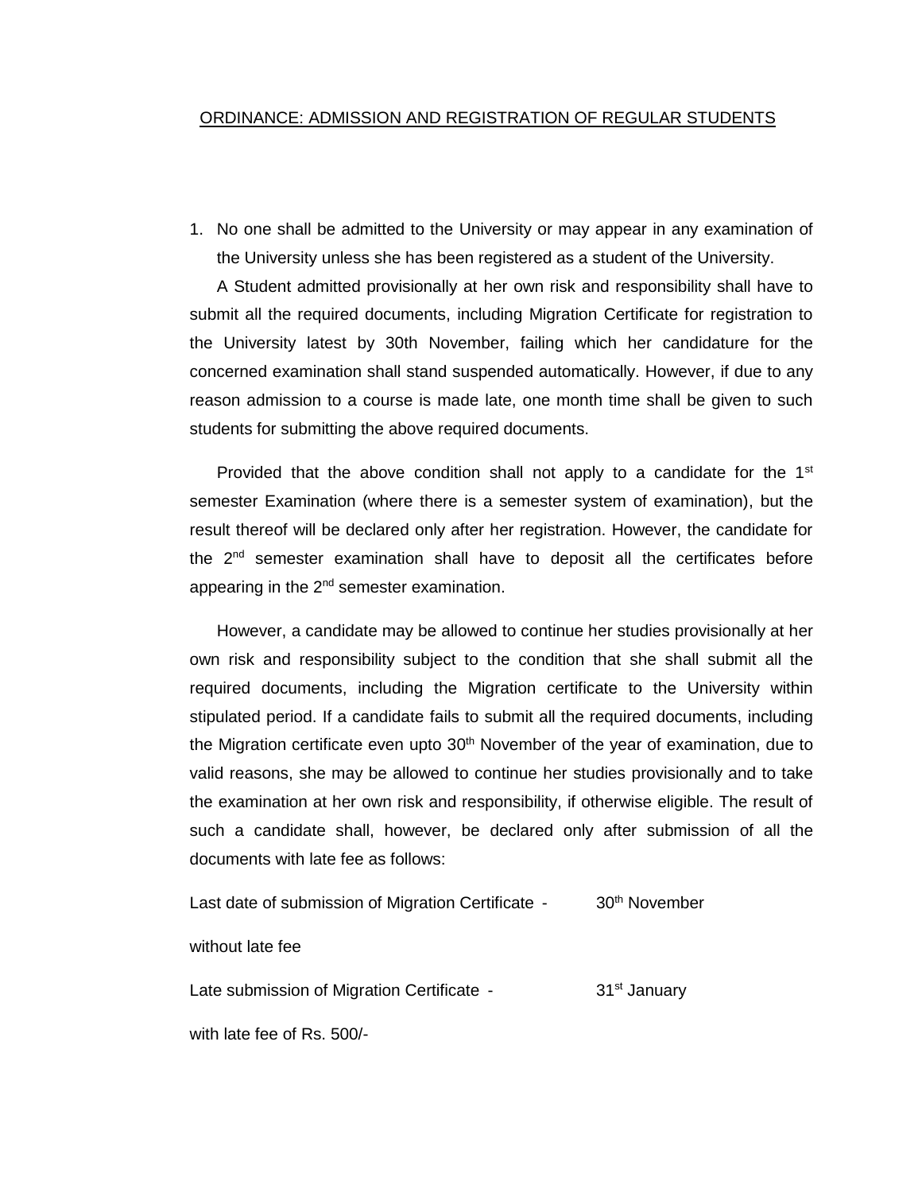# ORDINANCE: ADMISSION AND REGISTRATION OF REGULAR STUDENTS

1. No one shall be admitted to the University or may appear in any examination of the University unless she has been registered as a student of the University.

A Student admitted provisionally at her own risk and responsibility shall have to submit all the required documents, including Migration Certificate for registration to the University latest by 30th November, failing which her candidature for the concerned examination shall stand suspended automatically. However, if due to any reason admission to a course is made late, one month time shall be given to such students for submitting the above required documents.

Provided that the above condition shall not apply to a candidate for the 1st semester Examination (where there is a semester system of examination), but the result thereof will be declared only after her registration. However, the candidate for the 2nd semester examination shall have to deposit all the certificates before appearing in the 2nd semester examination.

However, a candidate may be allowed to continue her studies provisionally at her own risk and responsibility subject to the condition that she shall submit all the required documents, including the Migration certificate to the University within stipulated period. If a candidate fails to submit all the required documents, including the Migration certificate even upto 30th November of the year of examination, due to valid reasons, she may be allowed to continue her studies provisionally and to take the examination at her own risk and responsibility, if otherwise eligible. The result of such a candidate shall, however, be declared only after submission of all the documents with late fee as follows:

| | | |
|---|---|---|
| Last date of submission of Migration Certificate without late fee | - | 30th November |
| Late submission of Migration Certificate with late fee of Rs. 500/- | - | 31st January |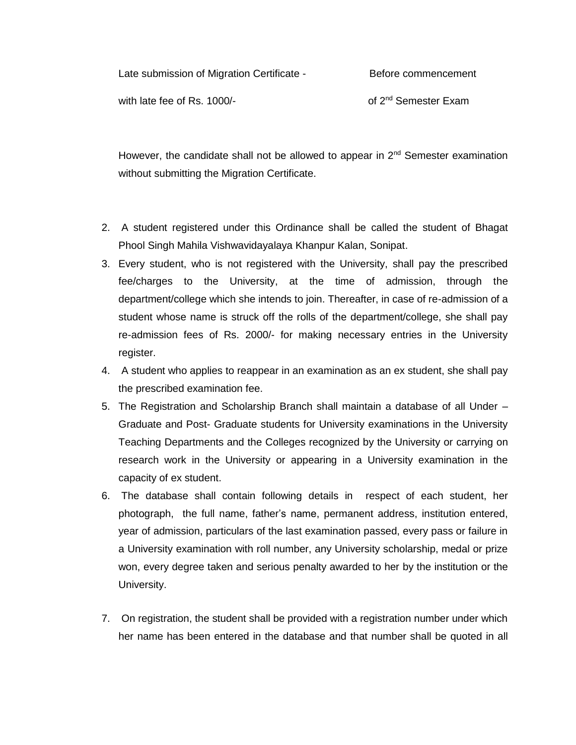| | |
|---|---|
| Late submission of Migration Certificate - with late fee of Rs. 1000/- | Before commencement of 2nd Semester Exam |

However, the candidate shall not be allowed to appear in 2nd Semester examination without submitting the Migration Certificate.

2. A student registered under this Ordinance shall be called the student of Bhagat Phool Singh Mahila Vishwavidayalaya Khanpur Kalan, Sonipat.
3. Every student, who is not registered with the University, shall pay the prescribed fee/charges to the University, at the time of admission, through the department/college which she intends to join. Thereafter, in case of re-admission of a student whose name is struck off the rolls of the department/college, she shall pay re-admission fees of Rs. 2000/- for making necessary entries in the University register.
4. A student who applies to reappear in an examination as an ex student, she shall pay the prescribed examination fee.
5. The Registration and Scholarship Branch shall maintain a database of all Under – Graduate and Post- Graduate students for University examinations in the University Teaching Departments and the Colleges recognized by the University or carrying on research work in the University or appearing in a University examination in the capacity of ex student.
6. The database shall contain following details in respect of each student, her photograph, the full name, father's name, permanent address, institution entered, year of admission, particulars of the last examination passed, every pass or failure in a University examination with roll number, any University scholarship, medal or prize won, every degree taken and serious penalty awarded to her by the institution or the University.
7. On registration, the student shall be provided with a registration number under which her name has been entered in the database and that number shall be quoted in all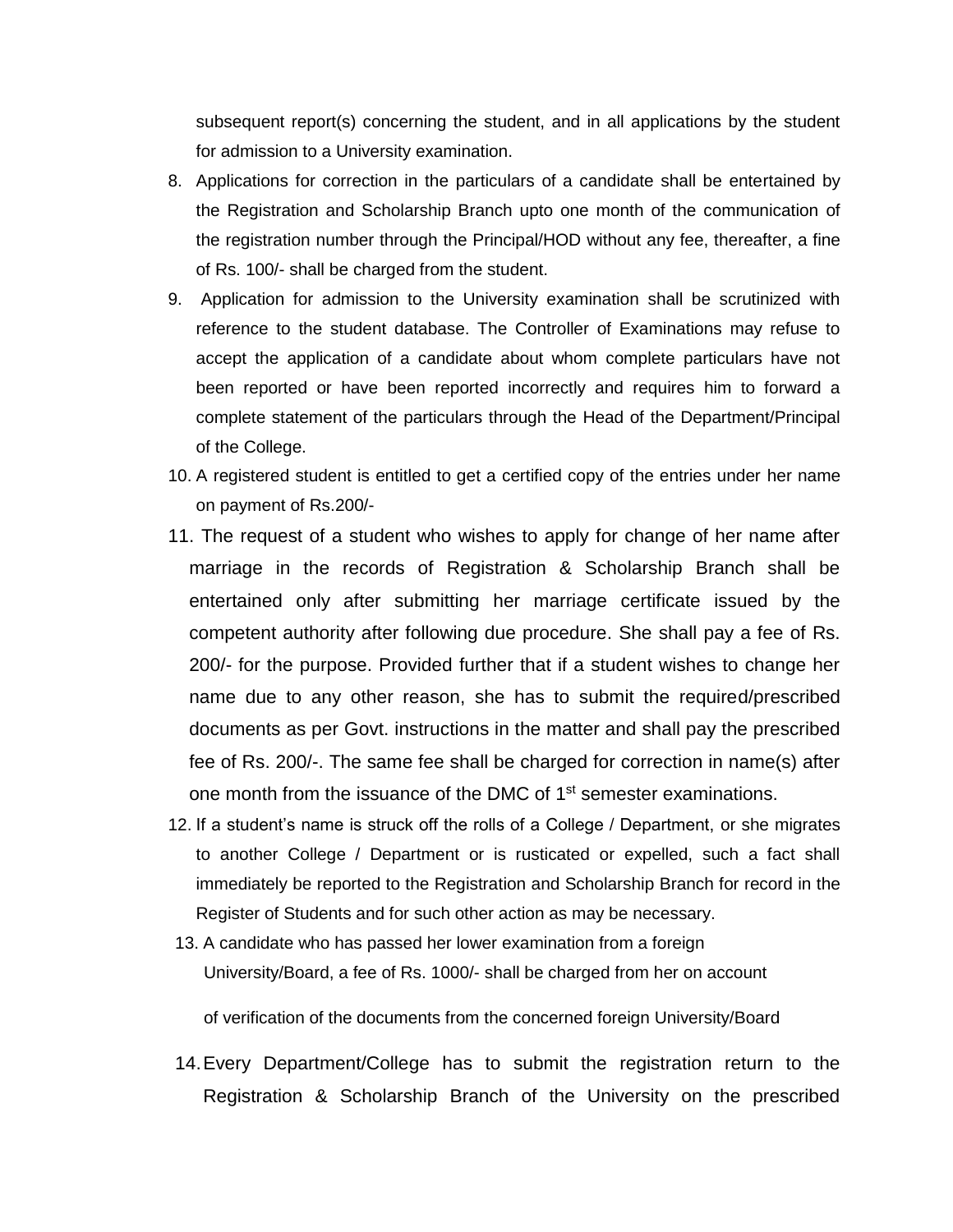subsequent report(s) concerning the student, and in all applications by the student for admission to a University examination.

8. Applications for correction in the particulars of a candidate shall be entertained by the Registration and Scholarship Branch upto one month of the communication of the registration number through the Principal/HOD without any fee, thereafter, a fine of Rs. 100/- shall be charged from the student.
9. Application for admission to the University examination shall be scrutinized with reference to the student database. The Controller of Examinations may refuse to accept the application of a candidate about whom complete particulars have not been reported or have been reported incorrectly and requires him to forward a complete statement of the particulars through the Head of the Department/Principal of the College.
10. A registered student is entitled to get a certified copy of the entries under her name on payment of Rs.200/-
11. The request of a student who wishes to apply for change of her name after marriage in the records of Registration & Scholarship Branch shall be entertained only after submitting her marriage certificate issued by the competent authority after following due procedure. She shall pay a fee of Rs. 200/- for the purpose. Provided further that if a student wishes to change her name due to any other reason, she has to submit the required/prescribed documents as per Govt. instructions in the matter and shall pay the prescribed fee of Rs. 200/-. The same fee shall be charged for correction in name(s) after one month from the issuance of the DMC of 1st semester examinations.
12. If a student's name is struck off the rolls of a College / Department, or she migrates to another College / Department or is rusticated or expelled, such a fact shall immediately be reported to the Registration and Scholarship Branch for record in the Register of Students and for such other action as may be necessary.
13. A candidate who has passed her lower examination from a foreign University/Board, a fee of Rs. 1000/- shall be charged from her on account of verification of the documents from the concerned foreign University/Board
14. Every Department/College has to submit the registration return to the Registration & Scholarship Branch of the University on the prescribed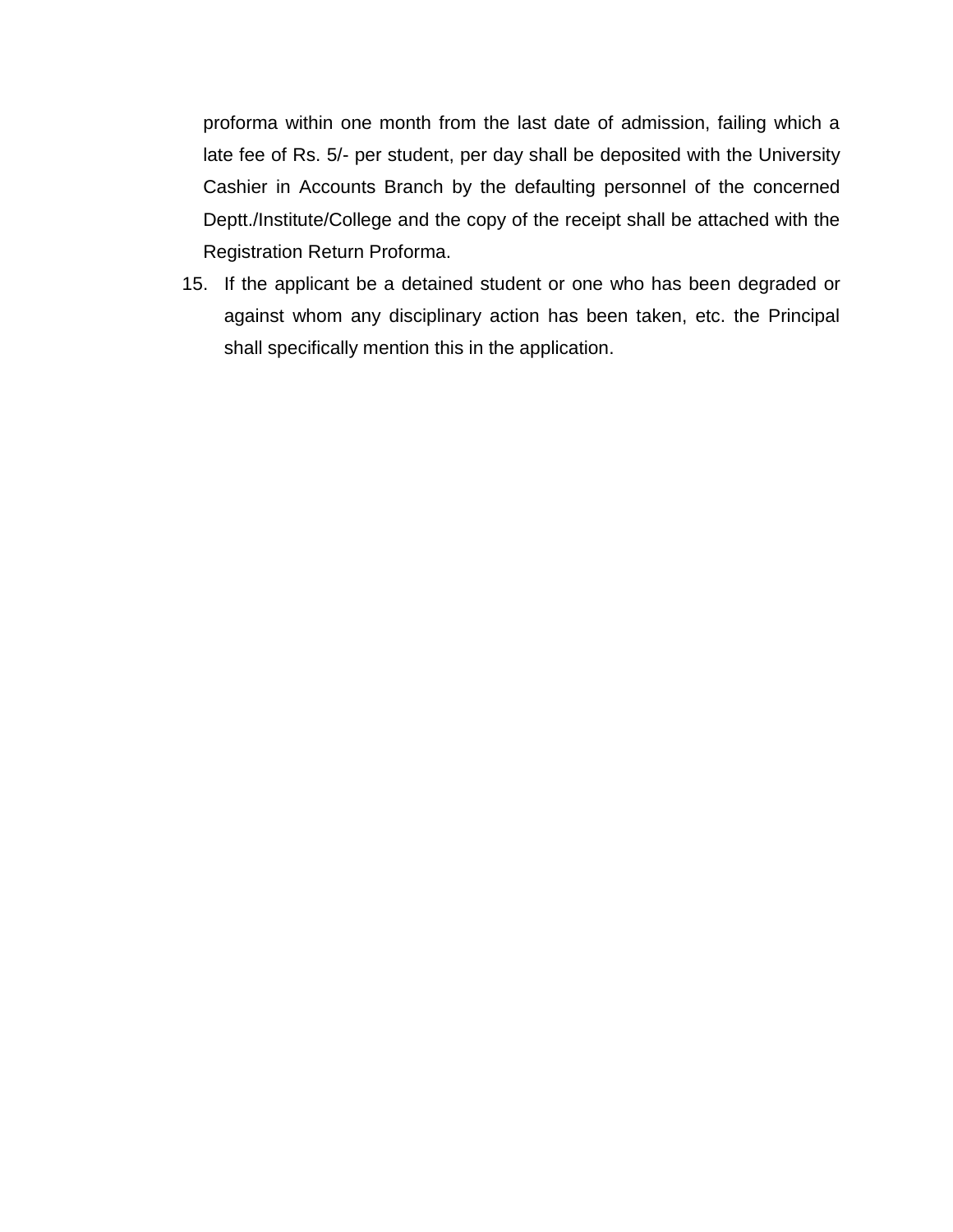proforma within one month from the last date of admission, failing which a late fee of Rs. 5/- per student, per day shall be deposited with the University Cashier in Accounts Branch by the defaulting personnel of the concerned Deptt./Institute/College and the copy of the receipt shall be attached with the Registration Return Proforma.

15. If the applicant be a detained student or one who has been degraded or against whom any disciplinary action has been taken, etc. the Principal shall specifically mention this in the application.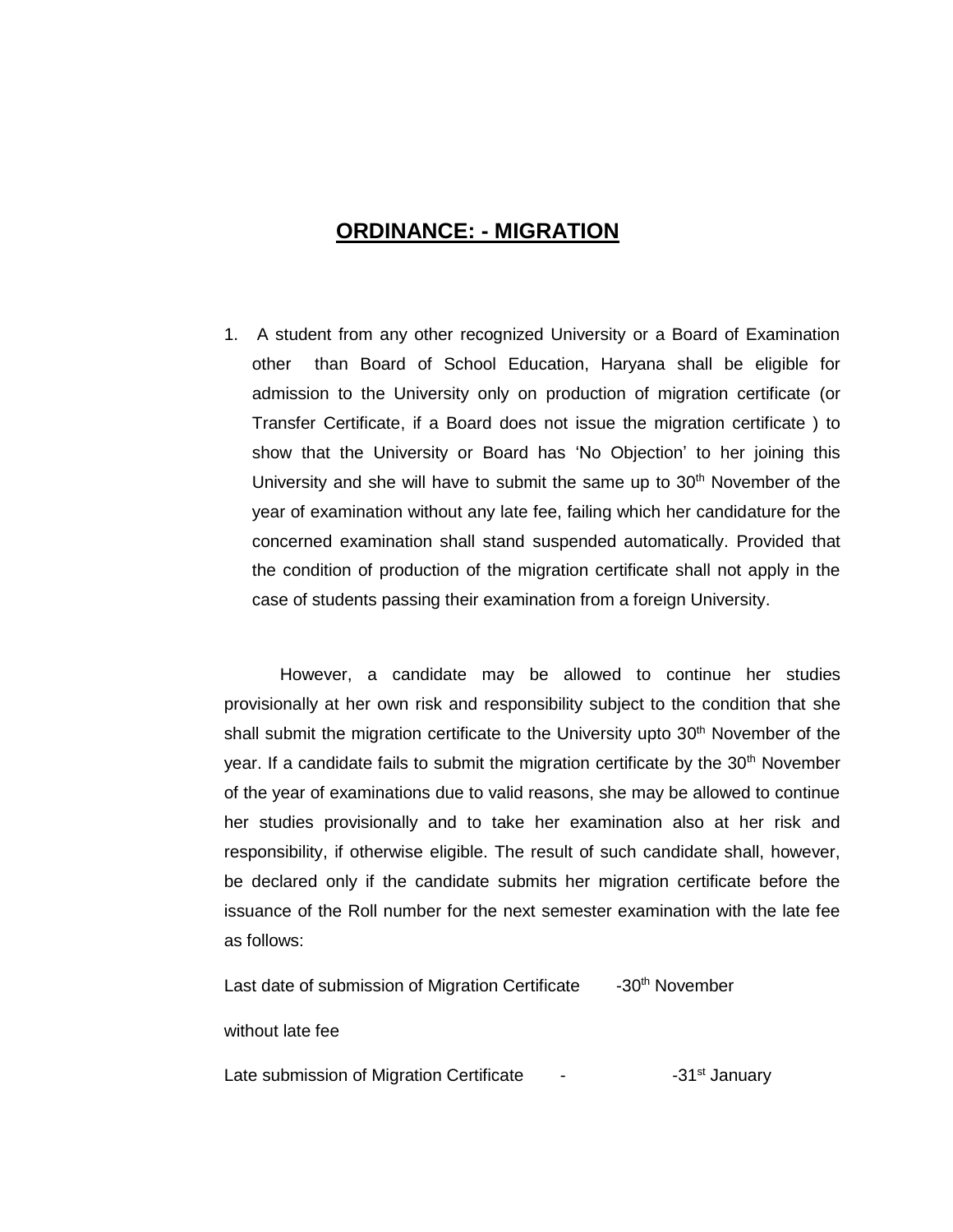# ORDINANCE: - MIGRATION

1. A student from any other recognized University or a Board of Examination other than Board of School Education, Haryana shall be eligible for admission to the University only on production of migration certificate (or Transfer Certificate, if a Board does not issue the migration certificate ) to show that the University or Board has 'No Objection' to her joining this University and she will have to submit the same up to 30th November of the year of examination without any late fee, failing which her candidature for the concerned examination shall stand suspended automatically. Provided that the condition of production of the migration certificate shall not apply in the case of students passing their examination from a foreign University.

However, a candidate may be allowed to continue her studies provisionally at her own risk and responsibility subject to the condition that she shall submit the migration certificate to the University upto 30th November of the year. If a candidate fails to submit the migration certificate by the 30th November of the year of examinations due to valid reasons, she may be allowed to continue her studies provisionally and to take her examination also at her risk and responsibility, if otherwise eligible. The result of such candidate shall, however, be declared only if the candidate submits her migration certificate before the issuance of the Roll number for the next semester examination with the late fee as follows:

Last date of submission of Migration Certificate without late fee -30th November

Late submission of Migration Certificate - -31st January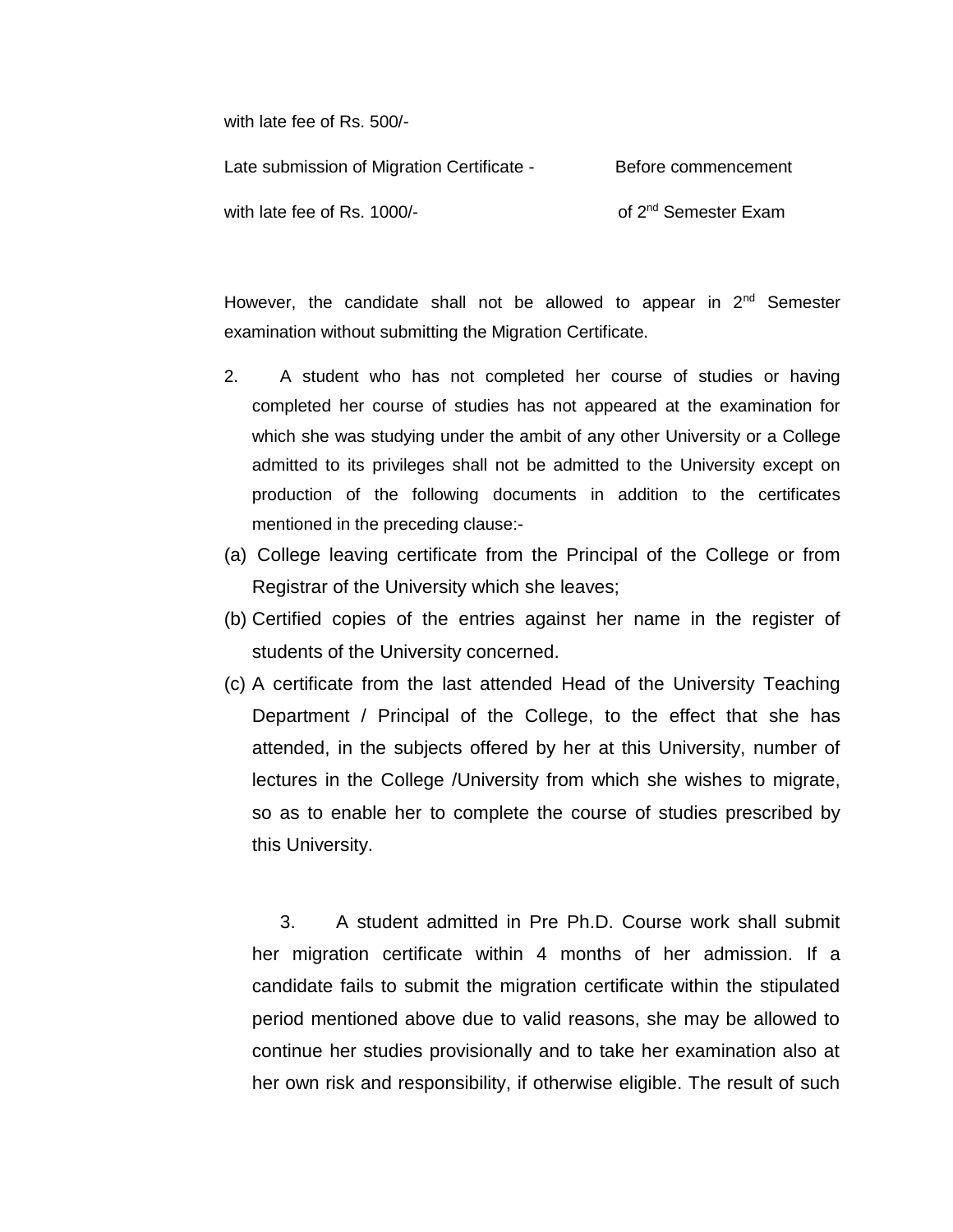with late fee of Rs. 500/-

| Late submission of Migration Certificate - with late fee of Rs. 1000/- | Before commencement of 2nd Semester Exam |
|---|---|

However, the candidate shall not be allowed to appear in 2nd Semester examination without submitting the Migration Certificate.

2. A student who has not completed her course of studies or having completed her course of studies has not appeared at the examination for which she was studying under the ambit of any other University or a College admitted to its privileges shall not be admitted to the University except on production of the following documents in addition to the certificates mentioned in the preceding clause:-

(a) College leaving certificate from the Principal of the College or from Registrar of the University which she leaves;

(b) Certified copies of the entries against her name in the register of students of the University concerned.

(c) A certificate from the last attended Head of the University Teaching Department / Principal of the College, to the effect that she has attended, in the subjects offered by her at this University, number of lectures in the College /University from which she wishes to migrate, so as to enable her to complete the course of studies prescribed by this University.

3. A student admitted in Pre Ph.D. Course work shall submit her migration certificate within 4 months of her admission. If a candidate fails to submit the migration certificate within the stipulated period mentioned above due to valid reasons, she may be allowed to continue her studies provisionally and to take her examination also at her own risk and responsibility, if otherwise eligible. The result of such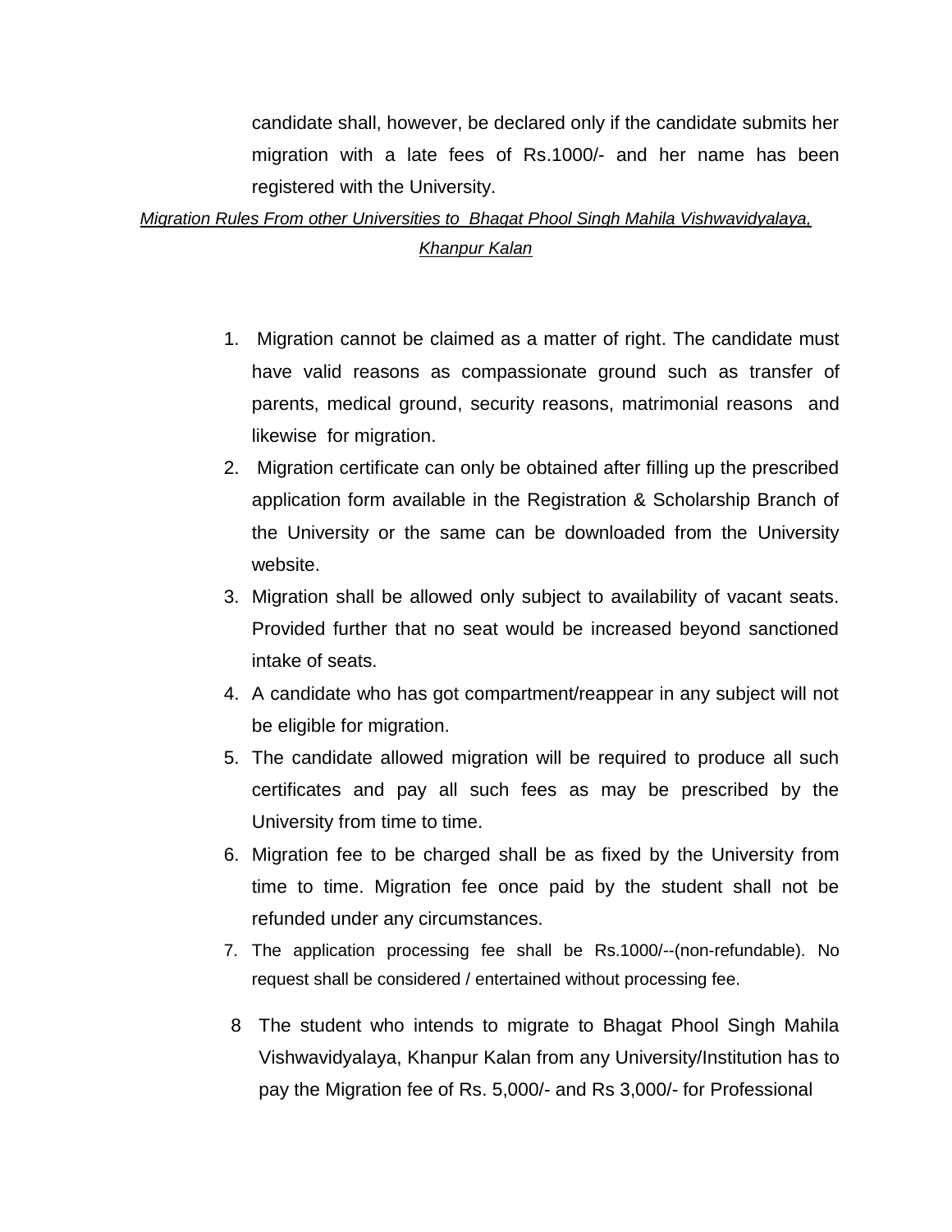candidate shall, however, be declared only if the candidate submits her migration with a late fees of Rs.1000/- and her name has been registered with the University.

*Migration Rules From other Universities to Bhagat Phool Singh Mahila Vishwavidyalaya, Khanpur Kalan*

1. Migration cannot be claimed as a matter of right. The candidate must have valid reasons as compassionate ground such as transfer of parents, medical ground, security reasons, matrimonial reasons and likewise for migration.
2. Migration certificate can only be obtained after filling up the prescribed application form available in the Registration & Scholarship Branch of the University or the same can be downloaded from the University website.
3. Migration shall be allowed only subject to availability of vacant seats. Provided further that no seat would be increased beyond sanctioned intake of seats.
4. A candidate who has got compartment/reappear in any subject will not be eligible for migration.
5. The candidate allowed migration will be required to produce all such certificates and pay all such fees as may be prescribed by the University from time to time.
6. Migration fee to be charged shall be as fixed by the University from time to time. Migration fee once paid by the student shall not be refunded under any circumstances.
7. The application processing fee shall be Rs.1000/--(non-refundable). No request shall be considered / entertained without processing fee.
8. The student who intends to migrate to Bhagat Phool Singh Mahila Vishwavidyalaya, Khanpur Kalan from any University/Institution has to pay the Migration fee of Rs. 5,000/- and Rs 3,000/- for Professional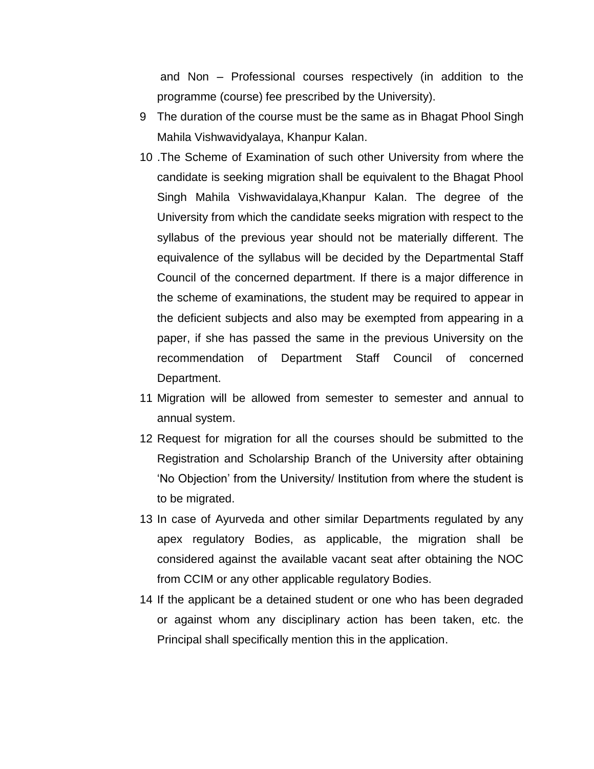and Non – Professional courses respectively (in addition to the programme (course) fee prescribed by the University).

9 The duration of the course must be the same as in Bhagat Phool Singh Mahila Vishwavidyalaya, Khanpur Kalan.

10 .The Scheme of Examination of such other University from where the candidate is seeking migration shall be equivalent to the Bhagat Phool Singh Mahila Vishwavidalaya,Khanpur Kalan. The degree of the University from which the candidate seeks migration with respect to the syllabus of the previous year should not be materially different. The equivalence of the syllabus will be decided by the Departmental Staff Council of the concerned department. If there is a major difference in the scheme of examinations, the student may be required to appear in the deficient subjects and also may be exempted from appearing in a paper, if she has passed the same in the previous University on the recommendation of Department Staff Council of concerned Department.

11 Migration will be allowed from semester to semester and annual to annual system.

12 Request for migration for all the courses should be submitted to the Registration and Scholarship Branch of the University after obtaining 'No Objection' from the University/ Institution from where the student is to be migrated.

13 In case of Ayurveda and other similar Departments regulated by any apex regulatory Bodies, as applicable, the migration shall be considered against the available vacant seat after obtaining the NOC from CCIM or any other applicable regulatory Bodies.

14 If the applicant be a detained student or one who has been degraded or against whom any disciplinary action has been taken, etc. the Principal shall specifically mention this in the application.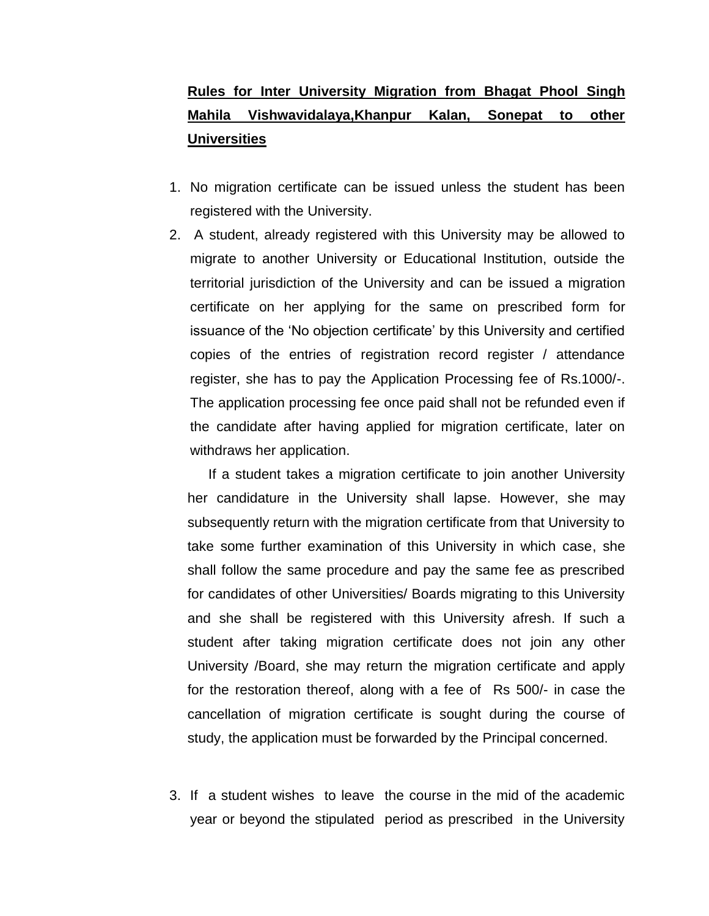**<u>Rules for Inter University Migration from Bhagat Phool Singh Mahila Vishwavidalaya,Khanpur Kalan, Sonepat to other Universities</u>**

1. No migration certificate can be issued unless the student has been registered with the University.
2. A student, already registered with this University may be allowed to migrate to another University or Educational Institution, outside the territorial jurisdiction of the University and can be issued a migration certificate on her applying for the same on prescribed form for issuance of the 'No objection certificate' by this University and certified copies of the entries of registration record register / attendance register, she has to pay the Application Processing fee of Rs.1000/-. The application processing fee once paid shall not be refunded even if the candidate after having applied for migration certificate, later on withdraws her application.

   If a student takes a migration certificate to join another University her candidature in the University shall lapse. However, she may subsequently return with the migration certificate from that University to take some further examination of this University in which case, she shall follow the same procedure and pay the same fee as prescribed for candidates of other Universities/ Boards migrating to this University and she shall be registered with this University afresh. If such a student after taking migration certificate does not join any other University /Board, she may return the migration certificate and apply for the restoration thereof, along with a fee of Rs 500/- in case the cancellation of migration certificate is sought during the course of study, the application must be forwarded by the Principal concerned.

3. If a student wishes to leave the course in the mid of the academic year or beyond the stipulated period as prescribed in the University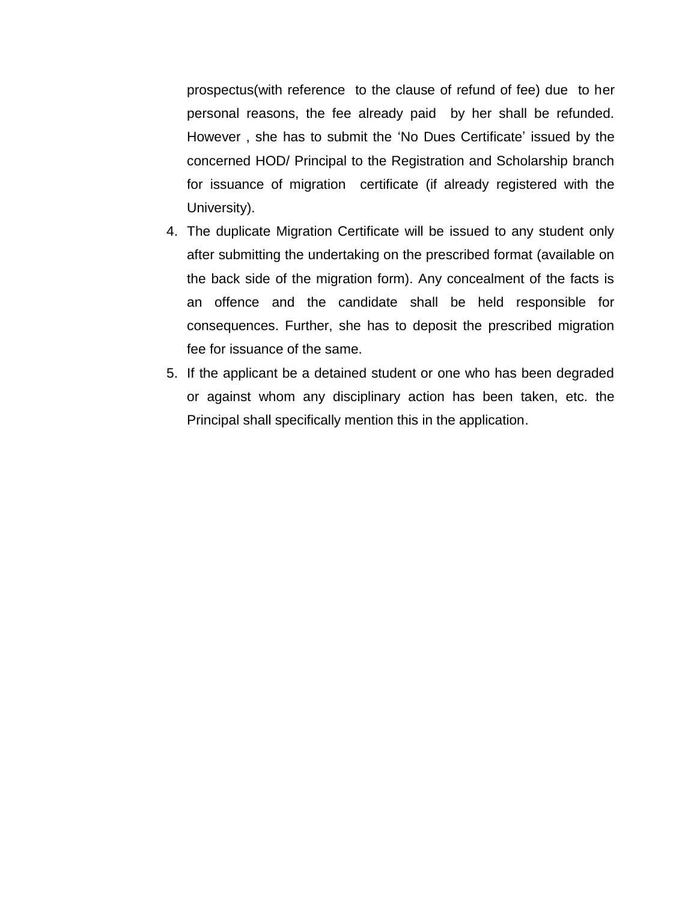prospectus(with reference to the clause of refund of fee) due to her personal reasons, the fee already paid by her shall be refunded. However , she has to submit the 'No Dues Certificate' issued by the concerned HOD/ Principal to the Registration and Scholarship branch for issuance of migration certificate (if already registered with the University).

4. The duplicate Migration Certificate will be issued to any student only after submitting the undertaking on the prescribed format (available on the back side of the migration form). Any concealment of the facts is an offence and the candidate shall be held responsible for consequences. Further, she has to deposit the prescribed migration fee for issuance of the same.
5. If the applicant be a detained student or one who has been degraded or against whom any disciplinary action has been taken, etc. the Principal shall specifically mention this in the application.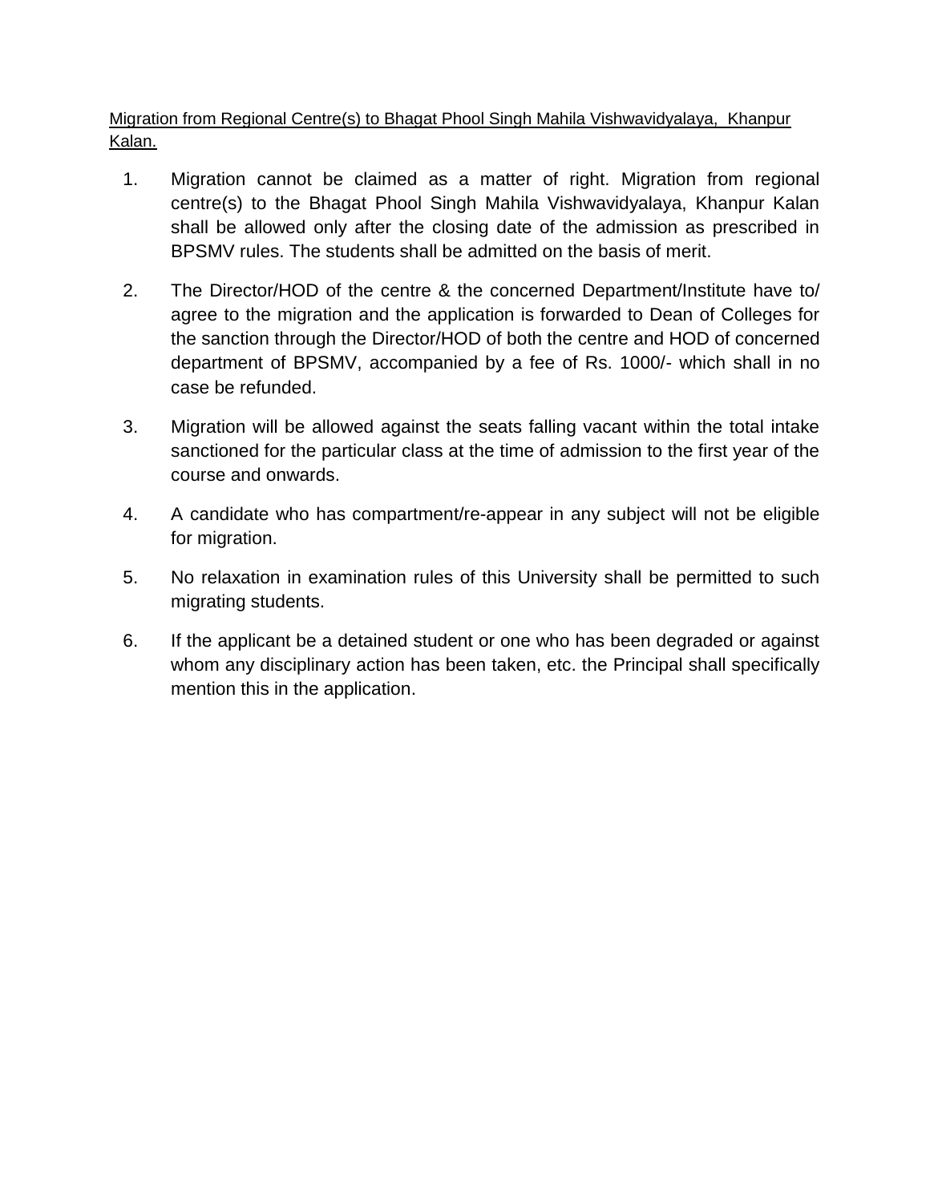<u>Migration from Regional Centre(s) to Bhagat Phool Singh Mahila Vishwavidyalaya, Khanpur Kalan.</u>

1. Migration cannot be claimed as a matter of right. Migration from regional centre(s) to the Bhagat Phool Singh Mahila Vishwavidyalaya, Khanpur Kalan shall be allowed only after the closing date of the admission as prescribed in BPSMV rules. The students shall be admitted on the basis of merit.
2. The Director/HOD of the centre & the concerned Department/Institute have to/ agree to the migration and the application is forwarded to Dean of Colleges for the sanction through the Director/HOD of both the centre and HOD of concerned department of BPSMV, accompanied by a fee of Rs. 1000/- which shall in no case be refunded.
3. Migration will be allowed against the seats falling vacant within the total intake sanctioned for the particular class at the time of admission to the first year of the course and onwards.
4. A candidate who has compartment/re-appear in any subject will not be eligible for migration.
5. No relaxation in examination rules of this University shall be permitted to such migrating students.
6. If the applicant be a detained student or one who has been degraded or against whom any disciplinary action has been taken, etc. the Principal shall specifically mention this in the application.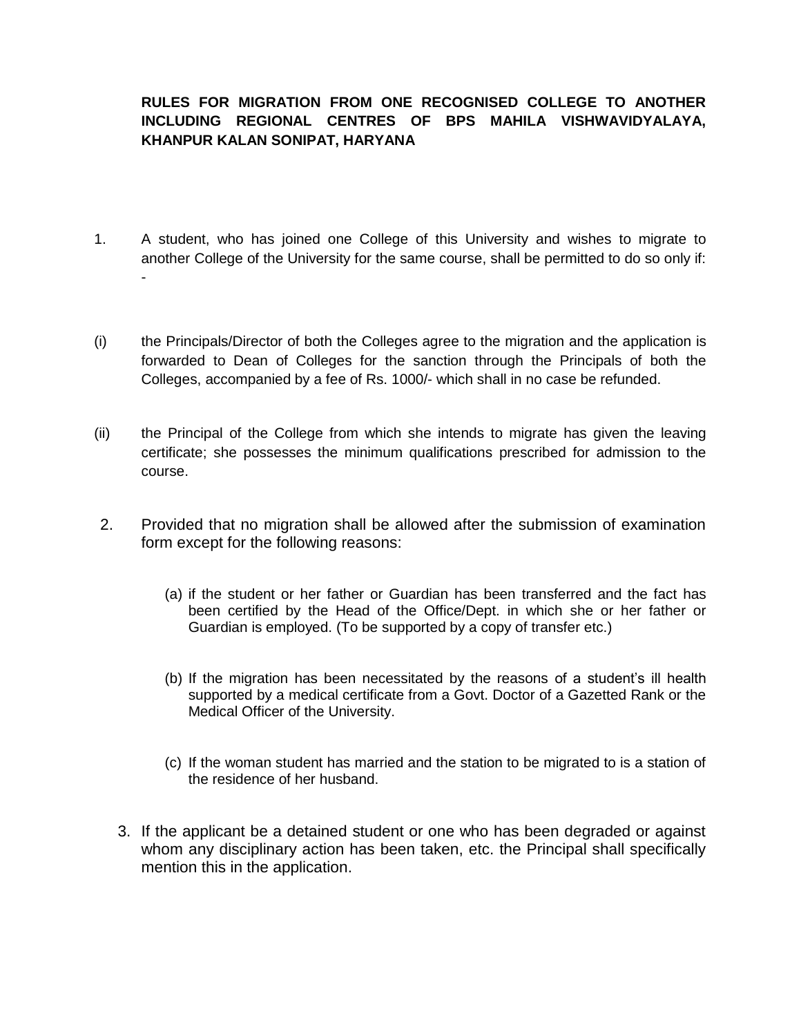**RULES FOR MIGRATION FROM ONE RECOGNISED COLLEGE TO ANOTHER INCLUDING REGIONAL CENTRES OF BPS MAHILA VISHWAVIDYALAYA, KHANPUR KALAN SONIPAT, HARYANA**

1. A student, who has joined one College of this University and wishes to migrate to another College of the University for the same course, shall be permitted to do so only if: -

(i) the Principals/Director of both the Colleges agree to the migration and the application is forwarded to Dean of Colleges for the sanction through the Principals of both the Colleges, accompanied by a fee of Rs. 1000/- which shall in no case be refunded.

(ii) the Principal of the College from which she intends to migrate has given the leaving certificate; she possesses the minimum qualifications prescribed for admission to the course.

2. Provided that no migration shall be allowed after the submission of examination form except for the following reasons:

   (a) if the student or her father or Guardian has been transferred and the fact has been certified by the Head of the Office/Dept. in which she or her father or Guardian is employed. (To be supported by a copy of transfer etc.)

   (b) If the migration has been necessitated by the reasons of a student's ill health supported by a medical certificate from a Govt. Doctor of a Gazetted Rank or the Medical Officer of the University.

   (c) If the woman student has married and the station to be migrated to is a station of the residence of her husband.

3. If the applicant be a detained student or one who has been degraded or against whom any disciplinary action has been taken, etc. the Principal shall specifically mention this in the application.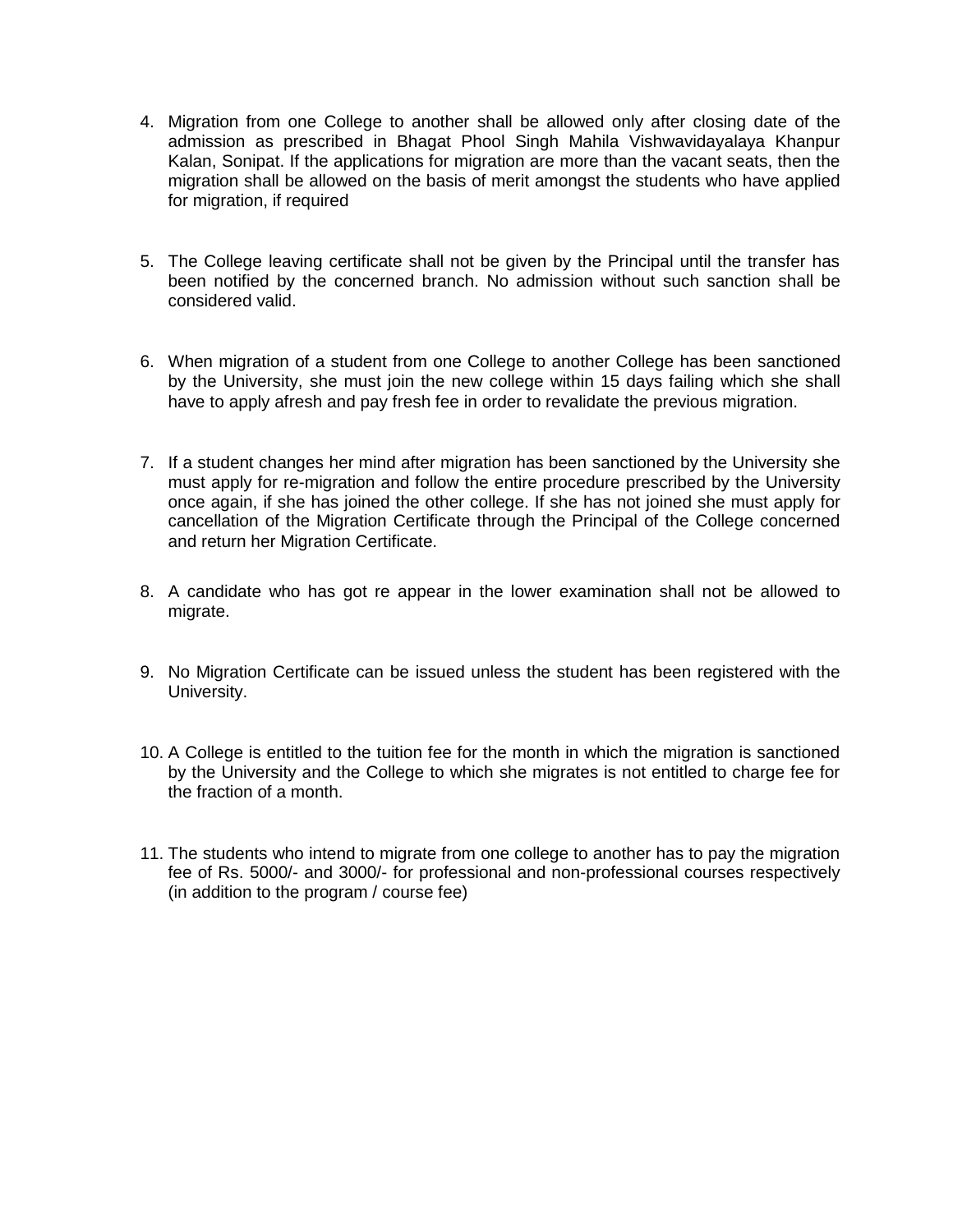4. Migration from one College to another shall be allowed only after closing date of the admission as prescribed in Bhagat Phool Singh Mahila Vishwavidayalaya Khanpur Kalan, Sonipat. If the applications for migration are more than the vacant seats, then the migration shall be allowed on the basis of merit amongst the students who have applied for migration, if required

5. The College leaving certificate shall not be given by the Principal until the transfer has been notified by the concerned branch. No admission without such sanction shall be considered valid.

6. When migration of a student from one College to another College has been sanctioned by the University, she must join the new college within 15 days failing which she shall have to apply afresh and pay fresh fee in order to revalidate the previous migration.

7. If a student changes her mind after migration has been sanctioned by the University she must apply for re-migration and follow the entire procedure prescribed by the University once again, if she has joined the other college. If she has not joined she must apply for cancellation of the Migration Certificate through the Principal of the College concerned and return her Migration Certificate.

8. A candidate who has got re appear in the lower examination shall not be allowed to migrate.

9. No Migration Certificate can be issued unless the student has been registered with the University.

10. A College is entitled to the tuition fee for the month in which the migration is sanctioned by the University and the College to which she migrates is not entitled to charge fee for the fraction of a month.

11. The students who intend to migrate from one college to another has to pay the migration fee of Rs. 5000/- and 3000/- for professional and non-professional courses respectively (in addition to the program / course fee)